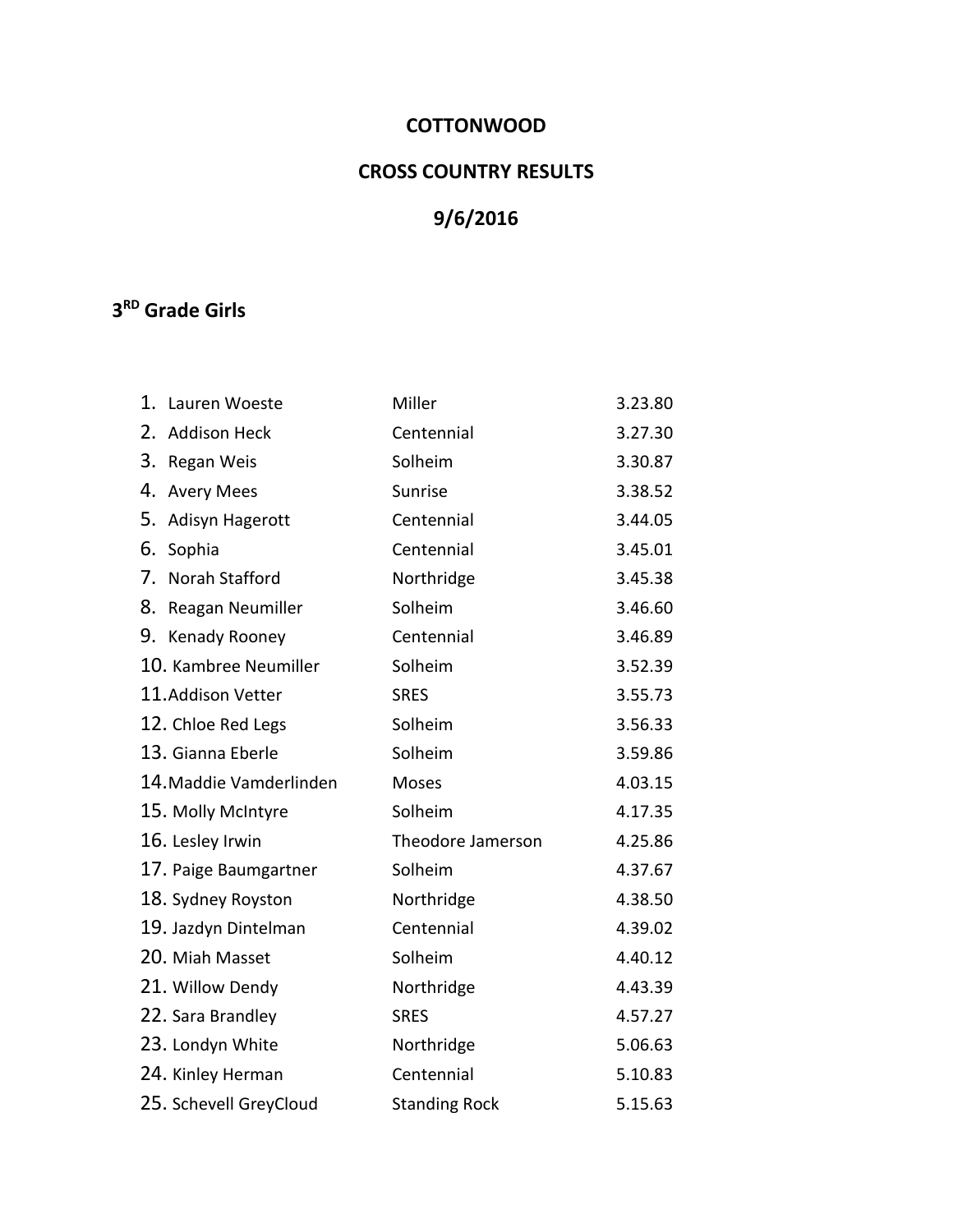# COTTONWOOD

# CROSS COUNTRY RESULTS

# 9/6/2016

## 3RD Grade Girls

| Place | Name | School | Time |
|---|---|---|---|
| 1. | Lauren Woeste | Miller | 3.23.80 |
| 2. | Addison Heck | Centennial | 3.27.30 |
| 3. | Regan Weis | Solheim | 3.30.87 |
| 4. | Avery Mees | Sunrise | 3.38.52 |
| 5. | Adisyn Hagerott | Centennial | 3.44.05 |
| 6. | Sophia | Centennial | 3.45.01 |
| 7. | Norah Stafford | Northridge | 3.45.38 |
| 8. | Reagan Neumiller | Solheim | 3.46.60 |
| 9. | Kenady Rooney | Centennial | 3.46.89 |
| 10. | Kambree Neumiller | Solheim | 3.52.39 |
| 11. | Addison Vetter | SRES | 3.55.73 |
| 12. | Chloe Red Legs | Solheim | 3.56.33 |
| 13. | Gianna Eberle | Solheim | 3.59.86 |
| 14. | Maddie Vamderlinden | Moses | 4.03.15 |
| 15. | Molly McIntyre | Solheim | 4.17.35 |
| 16. | Lesley Irwin | Theodore Jamerson | 4.25.86 |
| 17. | Paige Baumgartner | Solheim | 4.37.67 |
| 18. | Sydney Royston | Northridge | 4.38.50 |
| 19. | Jazdyn Dintelman | Centennial | 4.39.02 |
| 20. | Miah Masset | Solheim | 4.40.12 |
| 21. | Willow Dendy | Northridge | 4.43.39 |
| 22. | Sara Brandley | SRES | 4.57.27 |
| 23. | Londyn White | Northridge | 5.06.63 |
| 24. | Kinley Herman | Centennial | 5.10.83 |
| 25. | Schevell GreyCloud | Standing Rock | 5.15.63 |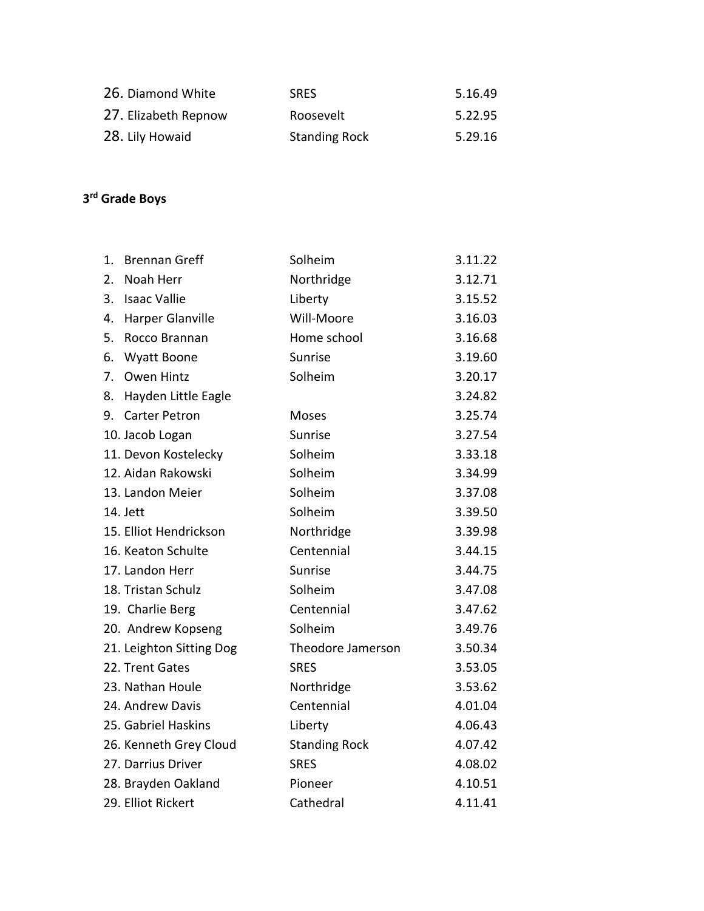| | | |
|---|---|---|
| 26. Diamond White | SRES | 5.16.49 |
| 27. Elizabeth Repnow | Roosevelt | 5.22.95 |
| 28. Lily Howaid | Standing Rock | 5.29.16 |

**3rd Grade Boys**

| | | |
|---|---|---|
| 1. Brennan Greff | Solheim | 3.11.22 |
| 2. Noah Herr | Northridge | 3.12.71 |
| 3. Isaac Vallie | Liberty | 3.15.52 |
| 4. Harper Glanville | Will-Moore | 3.16.03 |
| 5. Rocco Brannan | Home school | 3.16.68 |
| 6. Wyatt Boone | Sunrise | 3.19.60 |
| 7. Owen Hintz | Solheim | 3.20.17 |
| 8. Hayden Little Eagle | | 3.24.82 |
| 9. Carter Petron | Moses | 3.25.74 |
| 10. Jacob Logan | Sunrise | 3.27.54 |
| 11. Devon Kostelecky | Solheim | 3.33.18 |
| 12. Aidan Rakowski | Solheim | 3.34.99 |
| 13. Landon Meier | Solheim | 3.37.08 |
| 14. Jett | Solheim | 3.39.50 |
| 15. Elliot Hendrickson | Northridge | 3.39.98 |
| 16. Keaton Schulte | Centennial | 3.44.15 |
| 17. Landon Herr | Sunrise | 3.44.75 |
| 18. Tristan Schulz | Solheim | 3.47.08 |
| 19. Charlie Berg | Centennial | 3.47.62 |
| 20. Andrew Kopseng | Solheim | 3.49.76 |
| 21. Leighton Sitting Dog | Theodore Jamerson | 3.50.34 |
| 22. Trent Gates | SRES | 3.53.05 |
| 23. Nathan Houle | Northridge | 3.53.62 |
| 24. Andrew Davis | Centennial | 4.01.04 |
| 25. Gabriel Haskins | Liberty | 4.06.43 |
| 26. Kenneth Grey Cloud | Standing Rock | 4.07.42 |
| 27. Darrius Driver | SRES | 4.08.02 |
| 28. Brayden Oakland | Pioneer | 4.10.51 |
| 29. Elliot Rickert | Cathedral | 4.11.41 |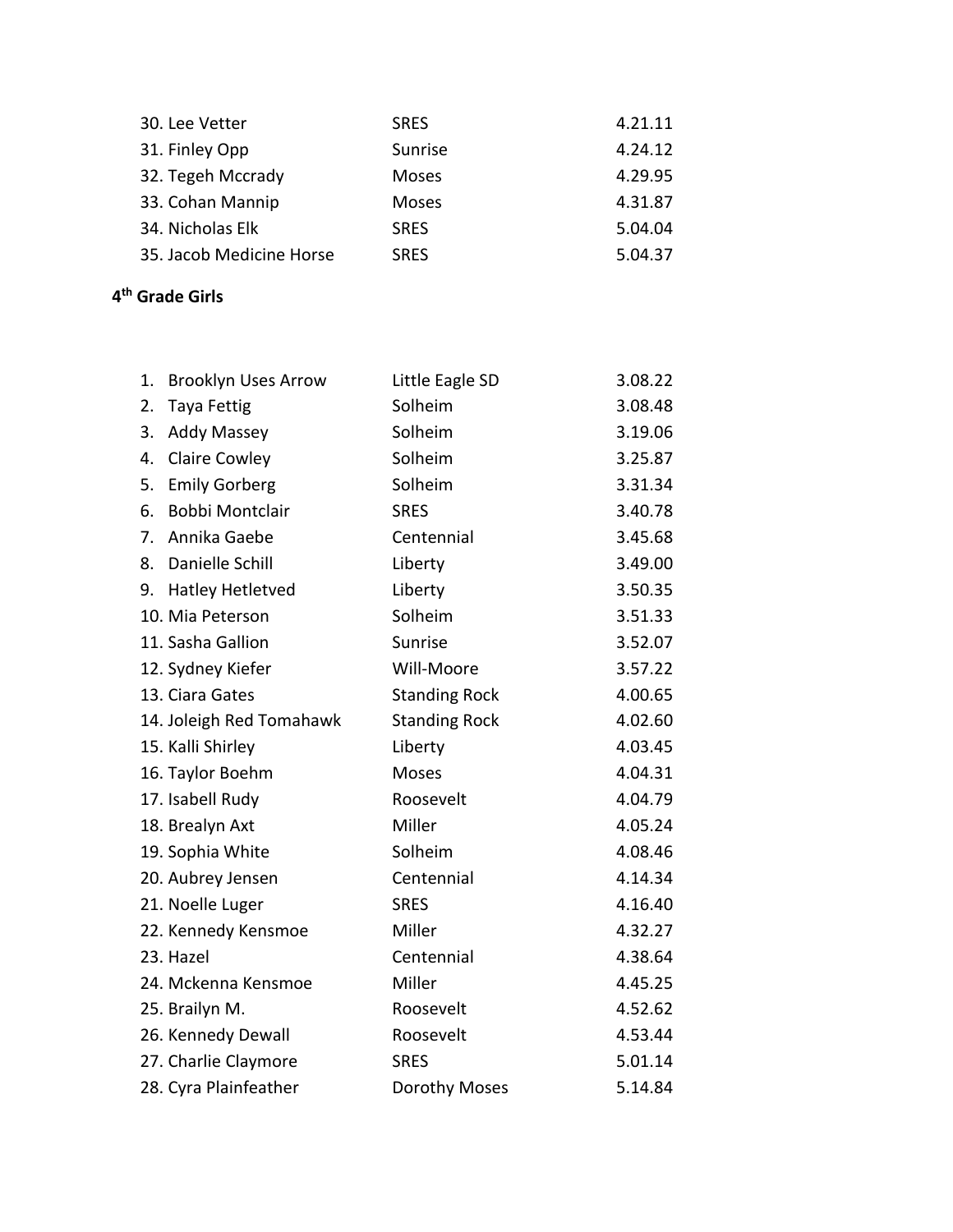| | | |
|---|---|---|
| 30. Lee Vetter | SRES | 4.21.11 |
| 31. Finley Opp | Sunrise | 4.24.12 |
| 32. Tegeh Mccrady | Moses | 4.29.95 |
| 33. Cohan Mannip | Moses | 4.31.87 |
| 34. Nicholas Elk | SRES | 5.04.04 |
| 35. Jacob Medicine Horse | SRES | 5.04.37 |

**4th Grade Girls**

| | | |
|---|---|---|
| 1. Brooklyn Uses Arrow | Little Eagle SD | 3.08.22 |
| 2. Taya Fettig | Solheim | 3.08.48 |
| 3. Addy Massey | Solheim | 3.19.06 |
| 4. Claire Cowley | Solheim | 3.25.87 |
| 5. Emily Gorberg | Solheim | 3.31.34 |
| 6. Bobbi Montclair | SRES | 3.40.78 |
| 7. Annika Gaebe | Centennial | 3.45.68 |
| 8. Danielle Schill | Liberty | 3.49.00 |
| 9. Hatley Hetletved | Liberty | 3.50.35 |
| 10. Mia Peterson | Solheim | 3.51.33 |
| 11. Sasha Gallion | Sunrise | 3.52.07 |
| 12. Sydney Kiefer | Will-Moore | 3.57.22 |
| 13. Ciara Gates | Standing Rock | 4.00.65 |
| 14. Joleigh Red Tomahawk | Standing Rock | 4.02.60 |
| 15. Kalli Shirley | Liberty | 4.03.45 |
| 16. Taylor Boehm | Moses | 4.04.31 |
| 17. Isabell Rudy | Roosevelt | 4.04.79 |
| 18. Brealyn Axt | Miller | 4.05.24 |
| 19. Sophia White | Solheim | 4.08.46 |
| 20. Aubrey Jensen | Centennial | 4.14.34 |
| 21. Noelle Luger | SRES | 4.16.40 |
| 22. Kennedy Kensmoe | Miller | 4.32.27 |
| 23. Hazel | Centennial | 4.38.64 |
| 24. Mckenna Kensmoe | Miller | 4.45.25 |
| 25. Brailyn M. | Roosevelt | 4.52.62 |
| 26. Kennedy Dewall | Roosevelt | 4.53.44 |
| 27. Charlie Claymore | SRES | 5.01.14 |
| 28. Cyra Plainfeather | Dorothy Moses | 5.14.84 |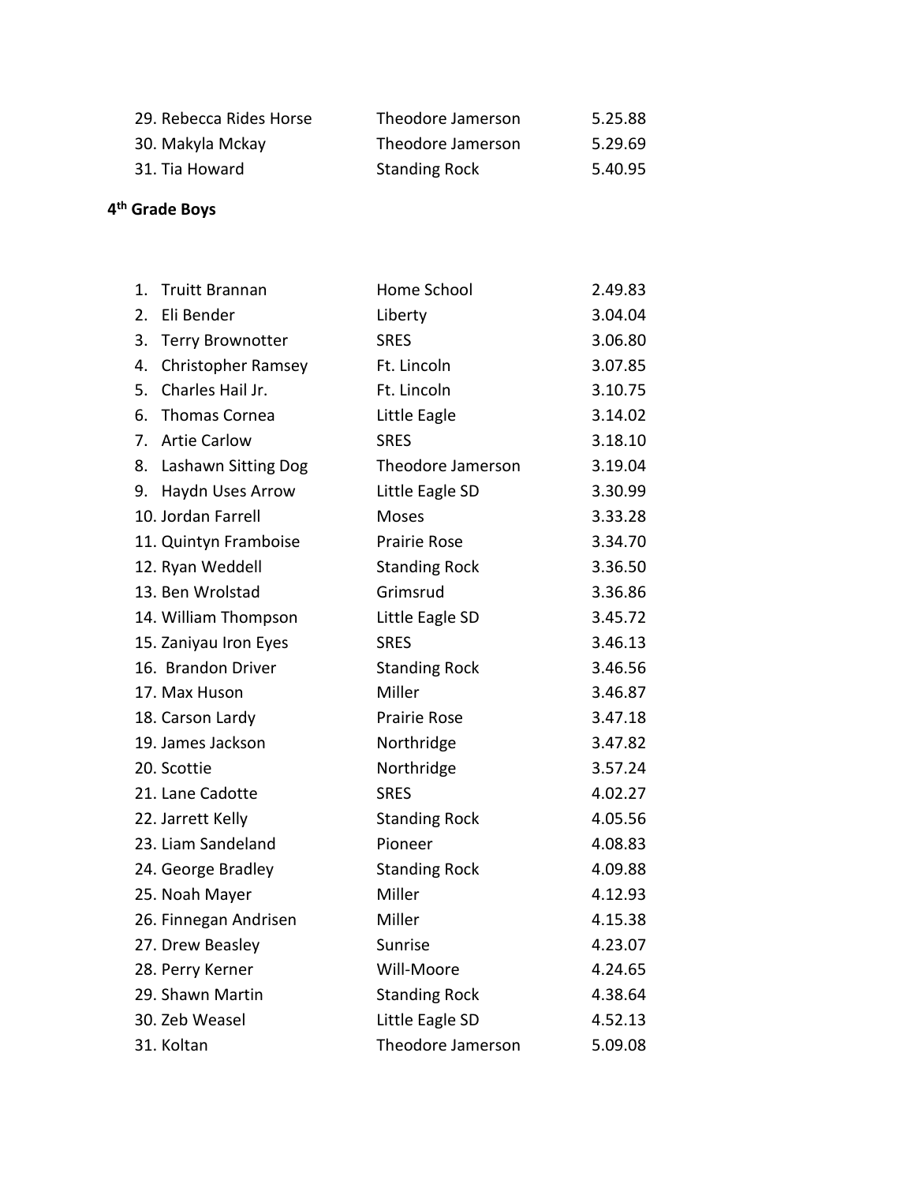| | | |
|---|---|---|
| 29. Rebecca Rides Horse | Theodore Jamerson | 5.25.88 |
| 30. Makyla Mckay | Theodore Jamerson | 5.29.69 |
| 31. Tia Howard | Standing Rock | 5.40.95 |

**4th Grade Boys**

| | | |
|---|---|---|
| 1. Truitt Brannan | Home School | 2.49.83 |
| 2. Eli Bender | Liberty | 3.04.04 |
| 3. Terry Brownotter | SRES | 3.06.80 |
| 4. Christopher Ramsey | Ft. Lincoln | 3.07.85 |
| 5. Charles Hail Jr. | Ft. Lincoln | 3.10.75 |
| 6. Thomas Cornea | Little Eagle | 3.14.02 |
| 7. Artie Carlow | SRES | 3.18.10 |
| 8. Lashawn Sitting Dog | Theodore Jamerson | 3.19.04 |
| 9. Haydn Uses Arrow | Little Eagle SD | 3.30.99 |
| 10. Jordan Farrell | Moses | 3.33.28 |
| 11. Quintyn Framboise | Prairie Rose | 3.34.70 |
| 12. Ryan Weddell | Standing Rock | 3.36.50 |
| 13. Ben Wrolstad | Grimsrud | 3.36.86 |
| 14. William Thompson | Little Eagle SD | 3.45.72 |
| 15. Zaniyau Iron Eyes | SRES | 3.46.13 |
| 16. Brandon Driver | Standing Rock | 3.46.56 |
| 17. Max Huson | Miller | 3.46.87 |
| 18. Carson Lardy | Prairie Rose | 3.47.18 |
| 19. James Jackson | Northridge | 3.47.82 |
| 20. Scottie | Northridge | 3.57.24 |
| 21. Lane Cadotte | SRES | 4.02.27 |
| 22. Jarrett Kelly | Standing Rock | 4.05.56 |
| 23. Liam Sandeland | Pioneer | 4.08.83 |
| 24. George Bradley | Standing Rock | 4.09.88 |
| 25. Noah Mayer | Miller | 4.12.93 |
| 26. Finnegan Andrisen | Miller | 4.15.38 |
| 27. Drew Beasley | Sunrise | 4.23.07 |
| 28. Perry Kerner | Will-Moore | 4.24.65 |
| 29. Shawn Martin | Standing Rock | 4.38.64 |
| 30. Zeb Weasel | Little Eagle SD | 4.52.13 |
| 31. Koltan | Theodore Jamerson | 5.09.08 |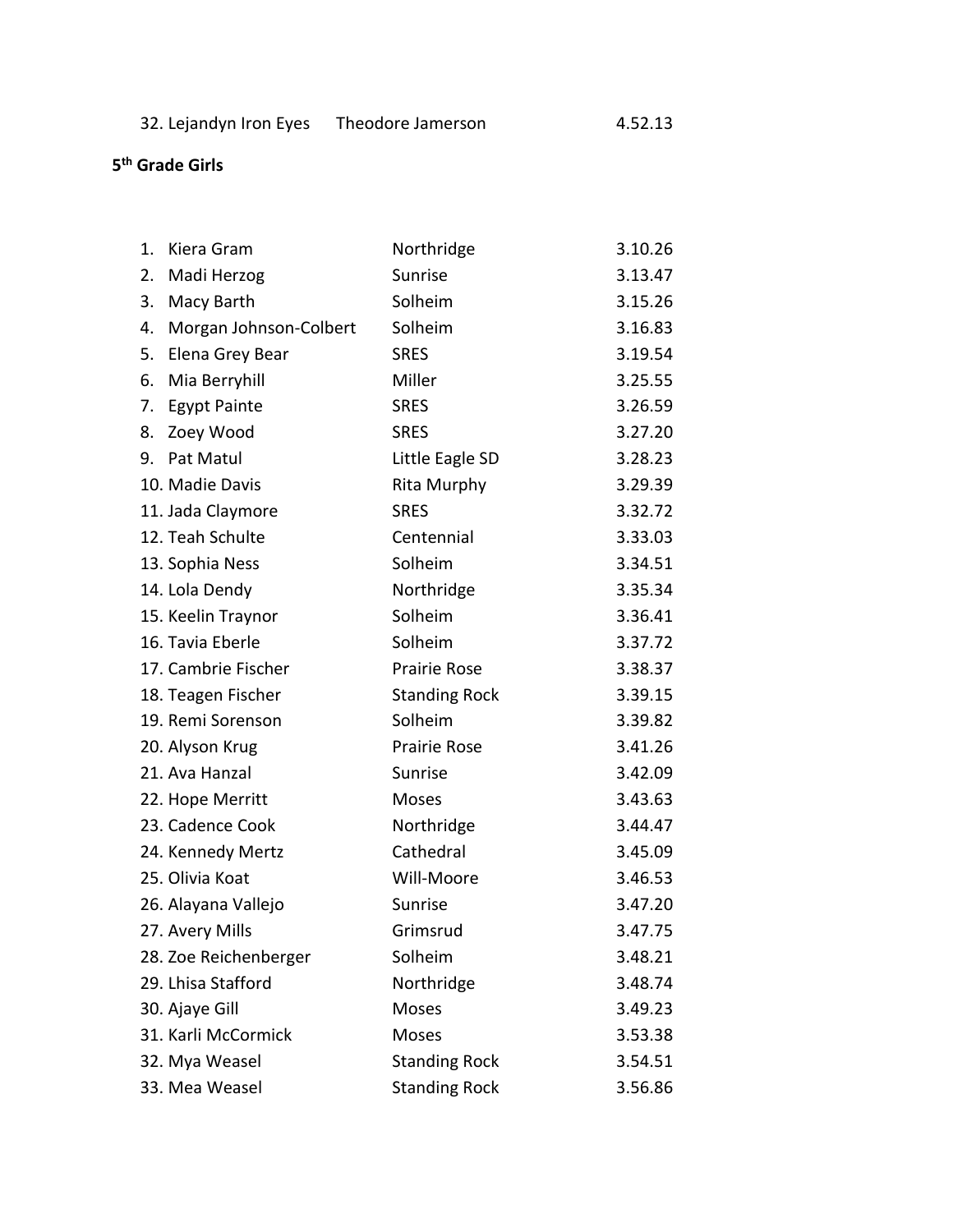| 32. Lejandyn Iron Eyes | Theodore Jamerson | 4.52.13 |
| --- | --- | --- |

**5th Grade Girls**

| Place | Name | School | Time |
| --- | --- | --- | --- |
| 1. | Kiera Gram | Northridge | 3.10.26 |
| 2. | Madi Herzog | Sunrise | 3.13.47 |
| 3. | Macy Barth | Solheim | 3.15.26 |
| 4. | Morgan Johnson-Colbert | Solheim | 3.16.83 |
| 5. | Elena Grey Bear | SRES | 3.19.54 |
| 6. | Mia Berryhill | Miller | 3.25.55 |
| 7. | Egypt Painte | SRES | 3.26.59 |
| 8. | Zoey Wood | SRES | 3.27.20 |
| 9. | Pat Matul | Little Eagle SD | 3.28.23 |
| 10. | Madie Davis | Rita Murphy | 3.29.39 |
| 11. | Jada Claymore | SRES | 3.32.72 |
| 12. | Teah Schulte | Centennial | 3.33.03 |
| 13. | Sophia Ness | Solheim | 3.34.51 |
| 14. | Lola Dendy | Northridge | 3.35.34 |
| 15. | Keelin Traynor | Solheim | 3.36.41 |
| 16. | Tavia Eberle | Solheim | 3.37.72 |
| 17. | Cambrie Fischer | Prairie Rose | 3.38.37 |
| 18. | Teagen Fischer | Standing Rock | 3.39.15 |
| 19. | Remi Sorenson | Solheim | 3.39.82 |
| 20. | Alyson Krug | Prairie Rose | 3.41.26 |
| 21. | Ava Hanzal | Sunrise | 3.42.09 |
| 22. | Hope Merritt | Moses | 3.43.63 |
| 23. | Cadence Cook | Northridge | 3.44.47 |
| 24. | Kennedy Mertz | Cathedral | 3.45.09 |
| 25. | Olivia Koat | Will-Moore | 3.46.53 |
| 26. | Alayana Vallejo | Sunrise | 3.47.20 |
| 27. | Avery Mills | Grimsrud | 3.47.75 |
| 28. | Zoe Reichenberger | Solheim | 3.48.21 |
| 29. | Lhisa Stafford | Northridge | 3.48.74 |
| 30. | Ajaye Gill | Moses | 3.49.23 |
| 31. | Karli McCormick | Moses | 3.53.38 |
| 32. | Mya Weasel | Standing Rock | 3.54.51 |
| 33. | Mea Weasel | Standing Rock | 3.56.86 |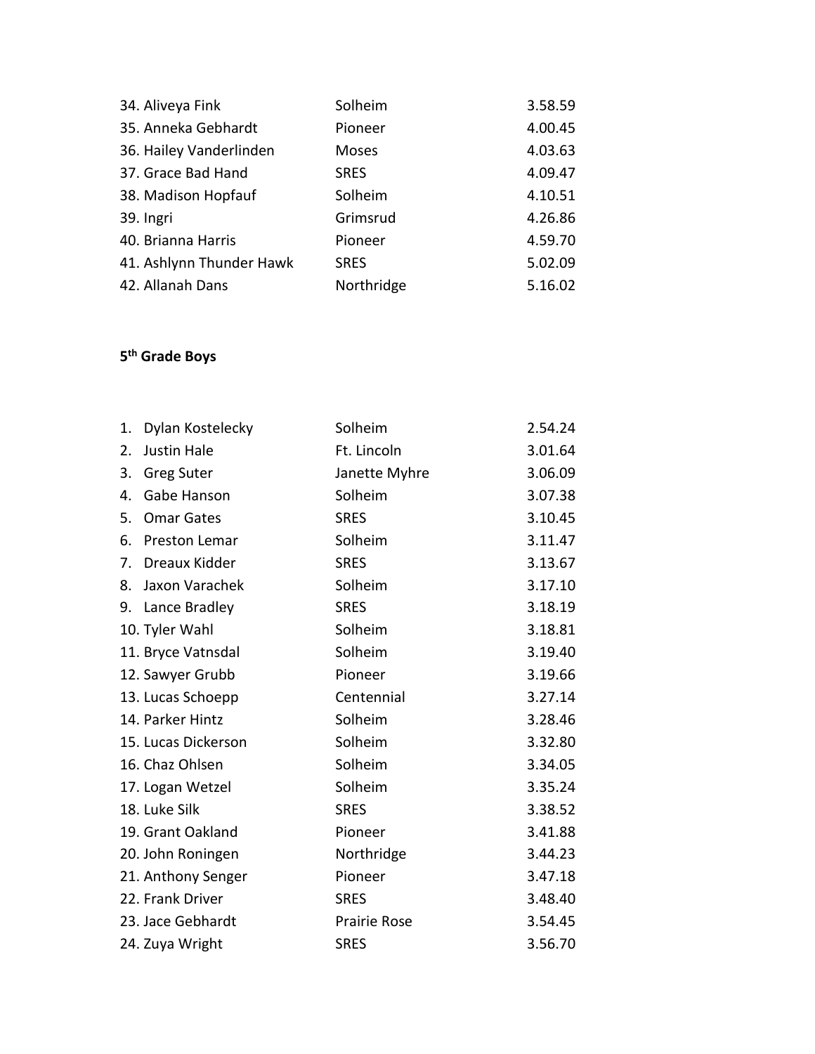| | | |
|---|---|---|
| 34. Aliveya Fink | Solheim | 3.58.59 |
| 35. Anneka Gebhardt | Pioneer | 4.00.45 |
| 36. Hailey Vanderlinden | Moses | 4.03.63 |
| 37. Grace Bad Hand | SRES | 4.09.47 |
| 38. Madison Hopfauf | Solheim | 4.10.51 |
| 39. Ingri | Grimsrud | 4.26.86 |
| 40. Brianna Harris | Pioneer | 4.59.70 |
| 41. Ashlynn Thunder Hawk | SRES | 5.02.09 |
| 42. Allanah Dans | Northridge | 5.16.02 |

**5th Grade Boys**

| | | |
|---|---|---|
| 1. Dylan Kostelecky | Solheim | 2.54.24 |
| 2. Justin Hale | Ft. Lincoln | 3.01.64 |
| 3. Greg Suter | Janette Myhre | 3.06.09 |
| 4. Gabe Hanson | Solheim | 3.07.38 |
| 5. Omar Gates | SRES | 3.10.45 |
| 6. Preston Lemar | Solheim | 3.11.47 |
| 7. Dreaux Kidder | SRES | 3.13.67 |
| 8. Jaxon Varachek | Solheim | 3.17.10 |
| 9. Lance Bradley | SRES | 3.18.19 |
| 10. Tyler Wahl | Solheim | 3.18.81 |
| 11. Bryce Vatnsdal | Solheim | 3.19.40 |
| 12. Sawyer Grubb | Pioneer | 3.19.66 |
| 13. Lucas Schoepp | Centennial | 3.27.14 |
| 14. Parker Hintz | Solheim | 3.28.46 |
| 15. Lucas Dickerson | Solheim | 3.32.80 |
| 16. Chaz Ohlsen | Solheim | 3.34.05 |
| 17. Logan Wetzel | Solheim | 3.35.24 |
| 18. Luke Silk | SRES | 3.38.52 |
| 19. Grant Oakland | Pioneer | 3.41.88 |
| 20. John Roningen | Northridge | 3.44.23 |
| 21. Anthony Senger | Pioneer | 3.47.18 |
| 22. Frank Driver | SRES | 3.48.40 |
| 23. Jace Gebhardt | Prairie Rose | 3.54.45 |
| 24. Zuya Wright | SRES | 3.56.70 |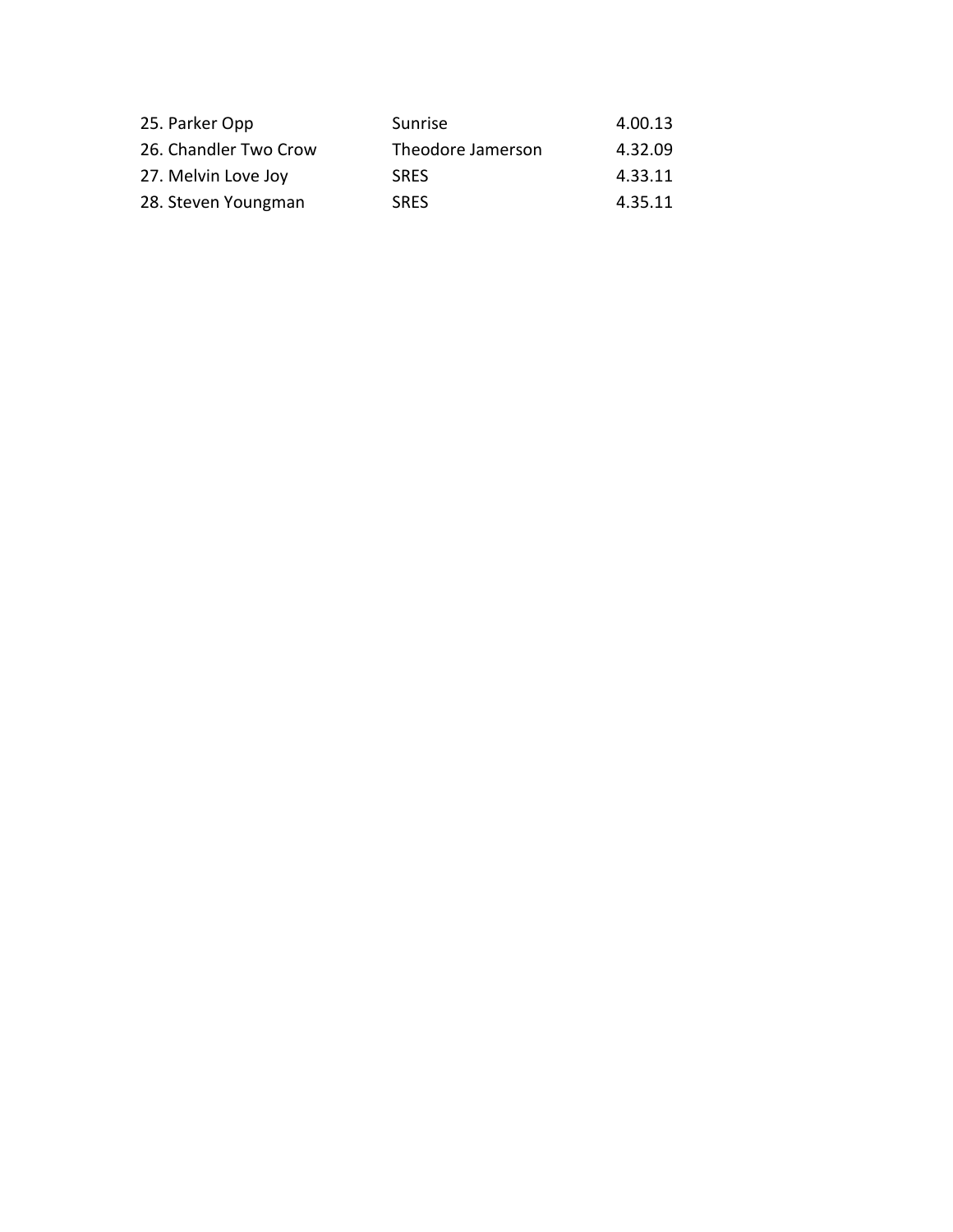| | | |
|---|---|---|
| 25. Parker Opp | Sunrise | 4.00.13 |
| 26. Chandler Two Crow | Theodore Jamerson | 4.32.09 |
| 27. Melvin Love Joy | SRES | 4.33.11 |
| 28. Steven Youngman | SRES | 4.35.11 |